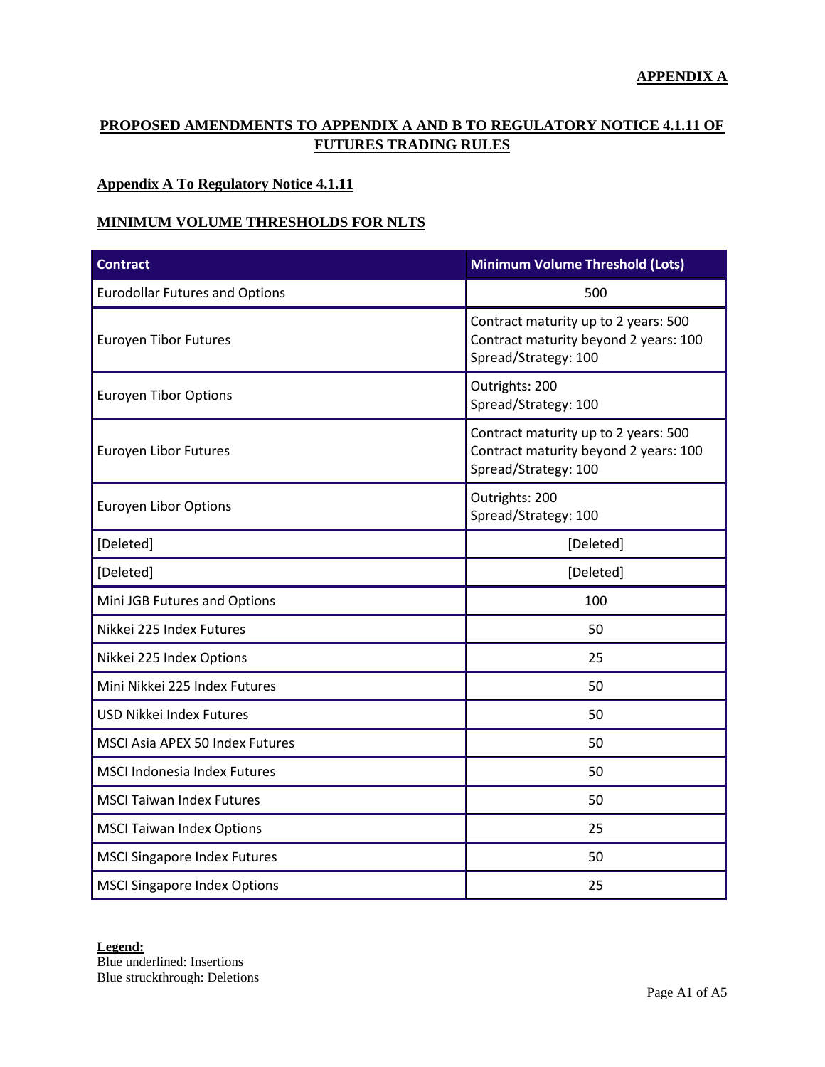**APPENDIX A**

# PROPOSED AMENDMENTS TO APPENDIX A AND B TO REGULATORY NOTICE 4.1.11 OF FUTURES TRADING RULES

## Appendix A To Regulatory Notice 4.1.11

## MINIMUM VOLUME THRESHOLDS FOR NLTS

| Contract | Minimum Volume Threshold (Lots) |
|---|---|
| Eurodollar Futures and Options | 500 |
| Euroyen Tibor Futures | Contract maturity up to 2 years: 500<br>Contract maturity beyond 2 years: 100<br>Spread/Strategy: 100 |
| Euroyen Tibor Options | Outrights: 200<br>Spread/Strategy: 100 |
| Euroyen Libor Futures | Contract maturity up to 2 years: 500<br>Contract maturity beyond 2 years: 100<br>Spread/Strategy: 100 |
| Euroyen Libor Options | Outrights: 200<br>Spread/Strategy: 100 |
| [Deleted] | [Deleted] |
| [Deleted] | [Deleted] |
| Mini JGB Futures and Options | 100 |
| Nikkei 225 Index Futures | 50 |
| Nikkei 225 Index Options | 25 |
| Mini Nikkei 225 Index Futures | 50 |
| USD Nikkei Index Futures | 50 |
| MSCI Asia APEX 50 Index Futures | 50 |
| MSCI Indonesia Index Futures | 50 |
| MSCI Taiwan Index Futures | 50 |
| MSCI Taiwan Index Options | 25 |
| MSCI Singapore Index Futures | 50 |
| MSCI Singapore Index Options | 25 |

**Legend:**
Blue underlined: Insertions
Blue struckthrough: Deletions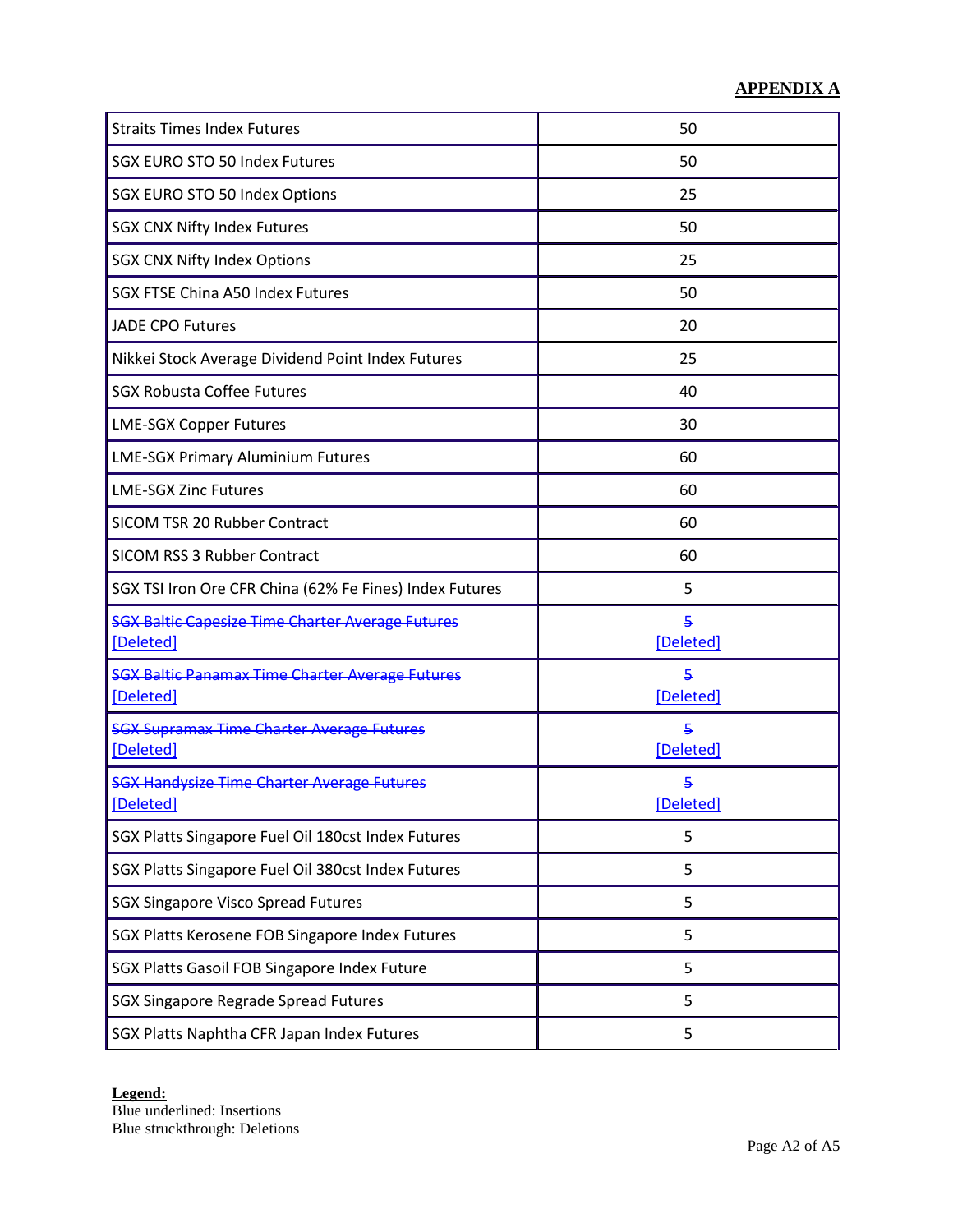**APPENDIX A**

| | |
|---|---|
| Straits Times Index Futures | 50 |
| SGX EURO STO 50 Index Futures | 50 |
| SGX EURO STO 50 Index Options | 25 |
| SGX CNX Nifty Index Futures | 50 |
| SGX CNX Nifty Index Options | 25 |
| SGX FTSE China A50 Index Futures | 50 |
| JADE CPO Futures | 20 |
| Nikkei Stock Average Dividend Point Index Futures | 25 |
| SGX Robusta Coffee Futures | 40 |
| LME-SGX Copper Futures | 30 |
| LME-SGX Primary Aluminium Futures | 60 |
| LME-SGX Zinc Futures | 60 |
| SICOM TSR 20 Rubber Contract | 60 |
| SICOM RSS 3 Rubber Contract | 60 |
| SGX TSI Iron Ore CFR China (62% Fe Fines) Index Futures | 5 |
| ~~SGX Baltic Capesize Time Charter Average Futures~~ <u>[Deleted]</u> | ~~5~~ <u>[Deleted]</u> |
| ~~SGX Baltic Panamax Time Charter Average Futures~~ <u>[Deleted]</u> | ~~5~~ <u>[Deleted]</u> |
| ~~SGX Supramax Time Charter Average Futures~~ <u>[Deleted]</u> | ~~5~~ <u>[Deleted]</u> |
| ~~SGX Handysize Time Charter Average Futures~~ <u>[Deleted]</u> | ~~5~~ <u>[Deleted]</u> |
| SGX Platts Singapore Fuel Oil 180cst Index Futures | 5 |
| SGX Platts Singapore Fuel Oil 380cst Index Futures | 5 |
| SGX Singapore Visco Spread Futures | 5 |
| SGX Platts Kerosene FOB Singapore Index Futures | 5 |
| SGX Platts Gasoil FOB Singapore Index Future | 5 |
| SGX Singapore Regrade Spread Futures | 5 |
| SGX Platts Naphtha CFR Japan Index Futures | 5 |

**Legend:**
Blue underlined: Insertions
Blue struckthrough: Deletions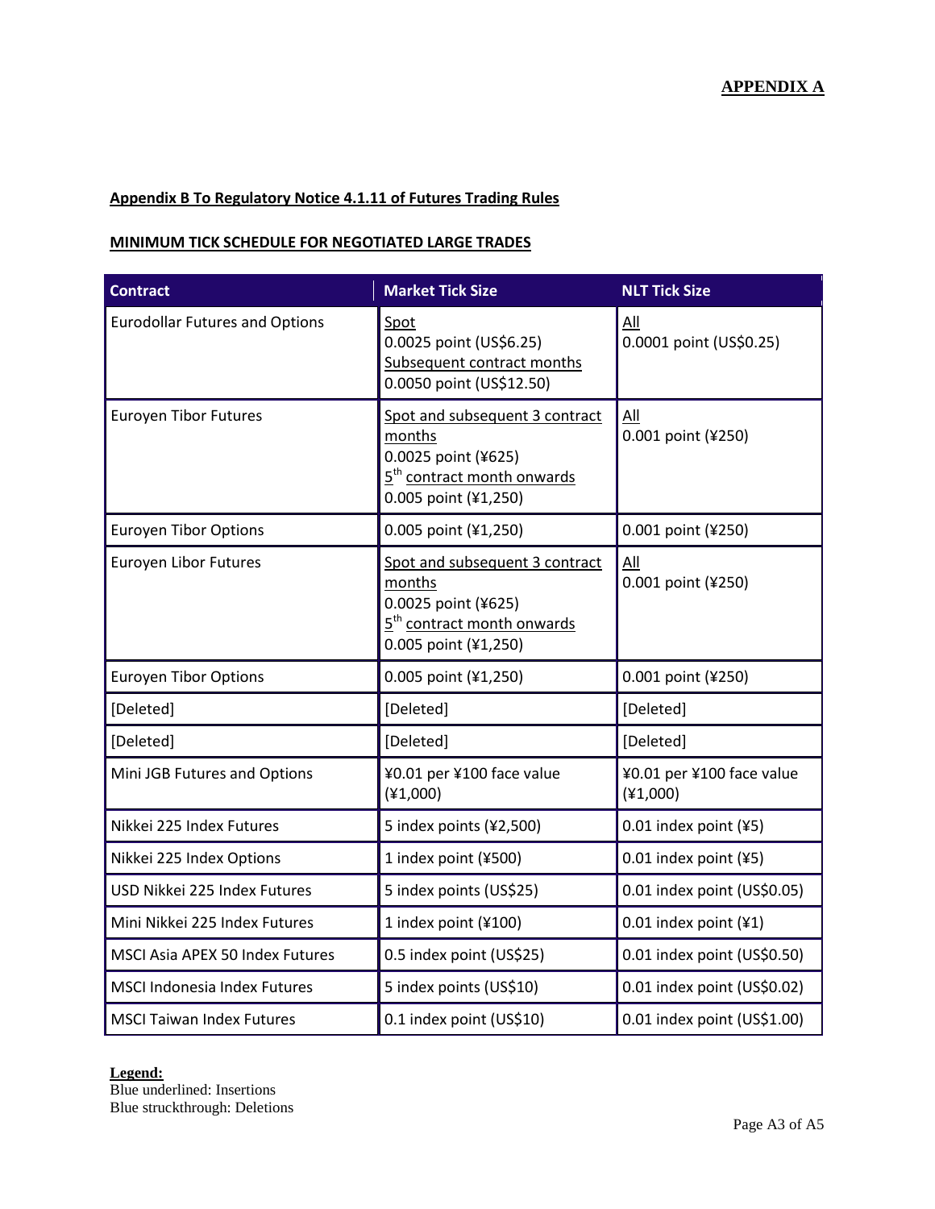**APPENDIX A**

**Appendix B To Regulatory Notice 4.1.11 of Futures Trading Rules**

**MINIMUM TICK SCHEDULE FOR NEGOTIATED LARGE TRADES**

| Contract | Market Tick Size | NLT Tick Size |
|---|---|---|
| Eurodollar Futures and Options | Spot<br>0.0025 point (US$6.25)<br>Subsequent contract months<br>0.0050 point (US$12.50) | All<br>0.0001 point (US$0.25) |
| Euroyen Tibor Futures | Spot and subsequent 3 contract months<br>0.0025 point (¥625)<br>5th contract month onwards<br>0.005 point (¥1,250) | All<br>0.001 point (¥250) |
| Euroyen Tibor Options | 0.005 point (¥1,250) | 0.001 point (¥250) |
| Euroyen Libor Futures | Spot and subsequent 3 contract months<br>0.0025 point (¥625)<br>5th contract month onwards<br>0.005 point (¥1,250) | All<br>0.001 point (¥250) |
| Euroyen Tibor Options | 0.005 point (¥1,250) | 0.001 point (¥250) |
| [Deleted] | [Deleted] | [Deleted] |
| [Deleted] | [Deleted] | [Deleted] |
| Mini JGB Futures and Options | ¥0.01 per ¥100 face value (¥1,000) | ¥0.01 per ¥100 face value (¥1,000) |
| Nikkei 225 Index Futures | 5 index points (¥2,500) | 0.01 index point (¥5) |
| Nikkei 225 Index Options | 1 index point (¥500) | 0.01 index point (¥5) |
| USD Nikkei 225 Index Futures | 5 index points (US$25) | 0.01 index point (US$0.05) |
| Mini Nikkei 225 Index Futures | 1 index point (¥100) | 0.01 index point (¥1) |
| MSCI Asia APEX 50 Index Futures | 0.5 index point (US$25) | 0.01 index point (US$0.50) |
| MSCI Indonesia Index Futures | 5 index points (US$10) | 0.01 index point (US$0.02) |
| MSCI Taiwan Index Futures | 0.1 index point (US$10) | 0.01 index point (US$1.00) |

**Legend:**
Blue underlined: Insertions
Blue struckthrough: Deletions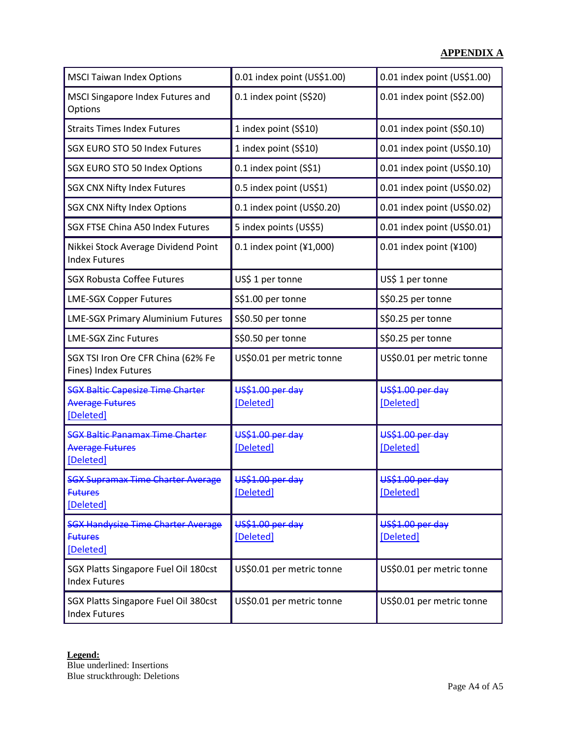**APPENDIX A**

| | | |
|---|---|---|
| MSCI Taiwan Index Options | 0.01 index point (US$1.00) | 0.01 index point (US$1.00) |
| MSCI Singapore Index Futures and Options | 0.1 index point (S$20) | 0.01 index point (S$2.00) |
| Straits Times Index Futures | 1 index point (S$10) | 0.01 index point (S$0.10) |
| SGX EURO STO 50 Index Futures | 1 index point (S$10) | 0.01 index point (US$0.10) |
| SGX EURO STO 50 Index Options | 0.1 index point (S$1) | 0.01 index point (US$0.10) |
| SGX CNX Nifty Index Futures | 0.5 index point (US$1) | 0.01 index point (US$0.02) |
| SGX CNX Nifty Index Options | 0.1 index point (US$0.20) | 0.01 index point (US$0.02) |
| SGX FTSE China A50 Index Futures | 5 index points (US$5) | 0.01 index point (US$0.01) |
| Nikkei Stock Average Dividend Point Index Futures | 0.1 index point (¥1,000) | 0.01 index point (¥100) |
| SGX Robusta Coffee Futures | US$ 1 per tonne | US$ 1 per tonne |
| LME-SGX Copper Futures | S$1.00 per tonne | S$0.25 per tonne |
| LME-SGX Primary Aluminium Futures | S$0.50 per tonne | S$0.25 per tonne |
| LME-SGX Zinc Futures | S$0.50 per tonne | S$0.25 per tonne |
| SGX TSI Iron Ore CFR China (62% Fe Fines) Index Futures | US$0.01 per metric tonne | US$0.01 per metric tonne |
| ~~SGX Baltic Capesize Time Charter Average Futures~~ [Deleted] | ~~US$1.00 per day~~ [Deleted] | ~~US$1.00 per day~~ [Deleted] |
| ~~SGX Baltic Panamax Time Charter Average Futures~~ [Deleted] | ~~US$1.00 per day~~ [Deleted] | ~~US$1.00 per day~~ [Deleted] |
| ~~SGX Supramax Time Charter Average Futures~~ [Deleted] | ~~US$1.00 per day~~ [Deleted] | ~~US$1.00 per day~~ [Deleted] |
| ~~SGX Handysize Time Charter Average Futures~~ [Deleted] | ~~US$1.00 per day~~ [Deleted] | ~~US$1.00 per day~~ [Deleted] |
| SGX Platts Singapore Fuel Oil 180cst Index Futures | US$0.01 per metric tonne | US$0.01 per metric tonne |
| SGX Platts Singapore Fuel Oil 380cst Index Futures | US$0.01 per metric tonne | US$0.01 per metric tonne |

**Legend:**
Blue underlined: Insertions
Blue struckthrough: Deletions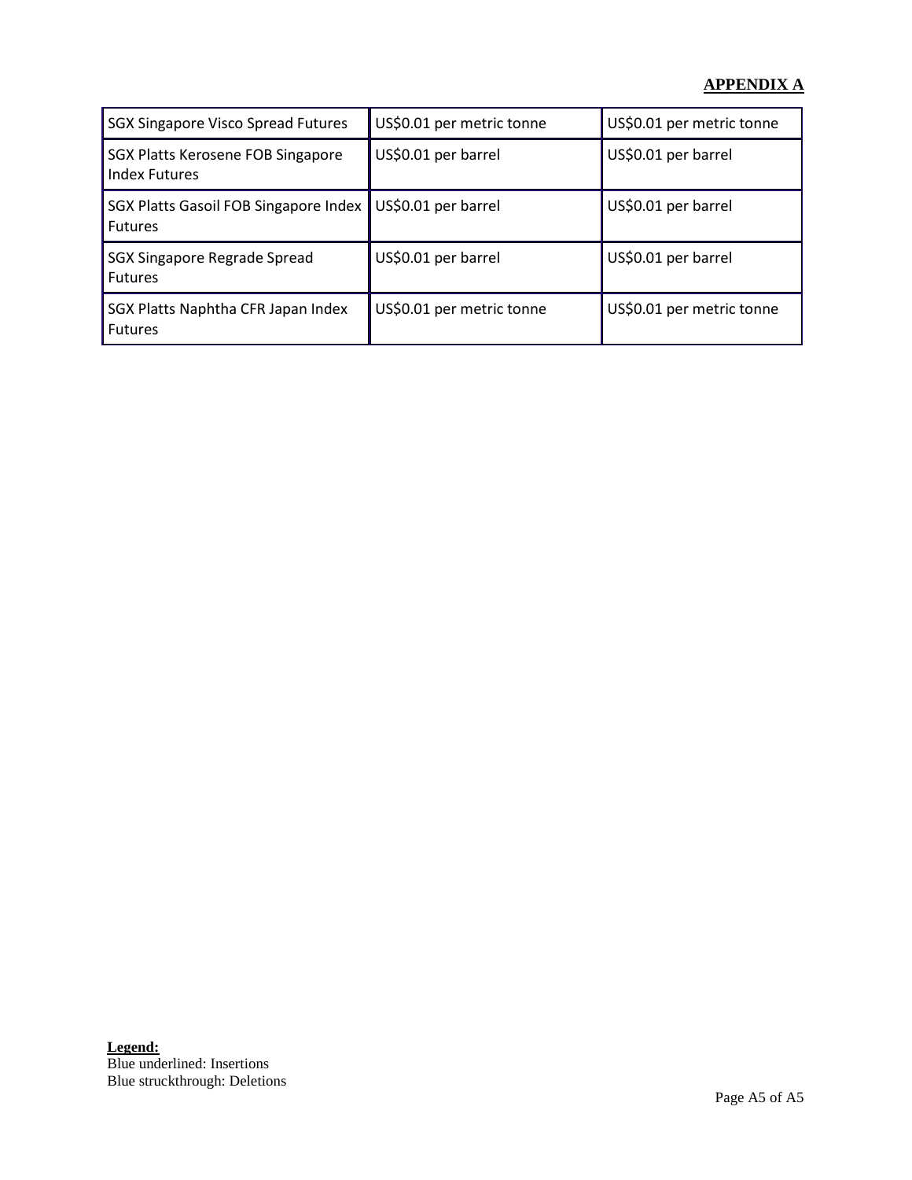**APPENDIX A**

| | | |
|---|---|---|
| SGX Singapore Visco Spread Futures | US$0.01 per metric tonne | US$0.01 per metric tonne |
| SGX Platts Kerosene FOB Singapore Index Futures | US$0.01 per barrel | US$0.01 per barrel |
| SGX Platts Gasoil FOB Singapore Index Futures | US$0.01 per barrel | US$0.01 per barrel |
| SGX Singapore Regrade Spread Futures | US$0.01 per barrel | US$0.01 per barrel |
| SGX Platts Naphtha CFR Japan Index Futures | US$0.01 per metric tonne | US$0.01 per metric tonne |

**Legend:**
Blue underlined: Insertions
Blue struckthrough: Deletions